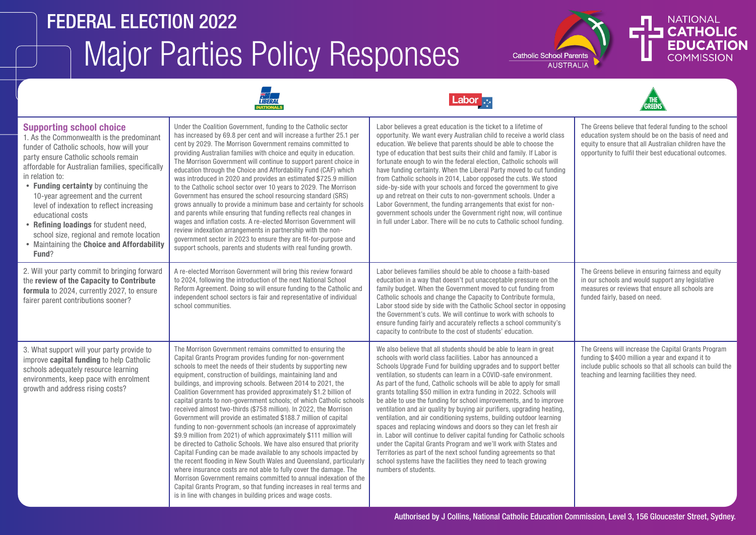# FEDERAL ELECTION 2022

# Major Parties Policy Responses

Catholic School Parents AUSTRALIA

NATIONAL CATHOLIC EDUCATION COMMISSION

| | Liberal Nationals | Labor | The Greens |
|---|---|---|---|
| **Supporting school choice**<br>1. As the Commonwealth is the predominant funder of Catholic schools, how will your party ensure Catholic schools remain affordable for Australian families, specifically in relation to:<br>• **Funding certainty** by continuing the 10-year agreement and the current level of indexation to reflect increasing educational costs<br>• **Refining loadings** for student need, school size, regional and remote location<br>• Maintaining the **Choice and Affordability Fund**? | Under the Coalition Government, funding to the Catholic sector has increased by 69.8 per cent and will increase a further 25.1 per cent by 2029. The Morrison Government remains committed to providing Australian families with choice and equity in education. The Morrison Government will continue to support parent choice in education through the Choice and Affordability Fund (CAF) which was introduced in 2020 and provides an estimated $725.9 million to the Catholic school sector over 10 years to 2029. The Morrison Government has ensured the school resourcing standard (SRS) grows annually to provide a minimum base and certainty for schools and parents while ensuring that funding reflects real changes in wages and inflation costs. A re-elected Morrison Government will review indexation arrangements in partnership with the non-government sector in 2023 to ensure they are fit-for-purpose and support schools, parents and students with real funding growth. | Labor believes a great education is the ticket to a lifetime of opportunity. We want every Australian child to receive a world class education. We believe that parents should be able to choose the type of education that best suits their child and family. If Labor is fortunate enough to win the federal election, Catholic schools will have funding certainty. When the Liberal Party moved to cut funding from Catholic schools in 2014, Labor opposed the cuts. We stood side-by-side with your schools and forced the government to give up and retreat on their cuts to non-government schools. Under a Labor Government, the funding arrangements that exist for non-government schools under the Government right now, will continue in full under Labor. There will be no cuts to Catholic school funding. | The Greens believe that federal funding to the school education system should be on the basis of need and equity to ensure that all Australian children have the opportunity to fulfil their best educational outcomes. |
| 2. Will your party commit to bringing forward the **review of the Capacity to Contribute formula** to 2024, currently 2027, to ensure fairer parent contributions sooner? | A re-elected Morrison Government will bring this review forward to 2024, following the introduction of the next National School Reform Agreement. Doing so will ensure funding to the Catholic and independent school sectors is fair and representative of individual school communities. | Labor believes families should be able to choose a faith-based education in a way that doesn't put unacceptable pressure on the family budget. When the Government moved to cut funding from Catholic schools and change the Capacity to Contribute formula, Labor stood side by side with the Catholic School sector in opposing the Government's cuts. We will continue to work with schools to ensure funding fairly and accurately reflects a school community's capacity to contribute to the cost of students' education. | The Greens believe in ensuring fairness and equity in our schools and would support any legislative measures or reviews that ensure all schools are funded fairly, based on need. |
| 3. What support will your party provide to improve **capital funding** to help Catholic schools adequately resource learning environments, keep pace with enrolment growth and address rising costs? | The Morrison Government remains committed to ensuring the Capital Grants Program provides funding for non-government schools to meet the needs of their students by supporting new equipment, construction of buildings, maintaining land and buildings, and improving schools. Between 2014 to 2021, the Coalition Government has provided approximately $1.2 billion of capital grants to non-government schools; of which Catholic schools received almost two-thirds ($758 million). In 2022, the Morrison Government will provide an estimated $188.7 million of capital funding to non-government schools (an increase of approximately $9.9 million from 2021) of which approximately $111 million will be directed to Catholic Schools. We have also ensured that priority Capital Funding can be made available to any schools impacted by the recent flooding in New South Wales and Queensland, particularly where insurance costs are not able to fully cover the damage. The Morrison Government remains committed to annual indexation of the Capital Grants Program, so that funding increases in real terms and is in line with changes in building prices and wage costs. | We also believe that all students should be able to learn in great schools with world class facilities. Labor has announced a Schools Upgrade Fund for building upgrades and to support better ventilation, so students can learn in a COVID-safe environment. As part of the fund, Catholic schools will be able to apply for small grants totalling $50 million in extra funding in 2022. Schools will be able to use the funding for school improvements, and to improve ventilation and air quality by buying air purifiers, upgrading heating, ventilation, and air conditioning systems, building outdoor learning spaces and replacing windows and doors so they can let fresh air in. Labor will continue to deliver capital funding for Catholic schools under the Capital Grants Program and we'll work with States and Territories as part of the next school funding agreements so that school systems have the facilities they need to teach growing numbers of students. | The Greens will increase the Capital Grants Program funding to $400 million a year and expand it to include public schools so that all schools can build the teaching and learning facilities they need. |

Authorised by J Collins, National Catholic Education Commission, Level 3, 156 Gloucester Street, Sydney.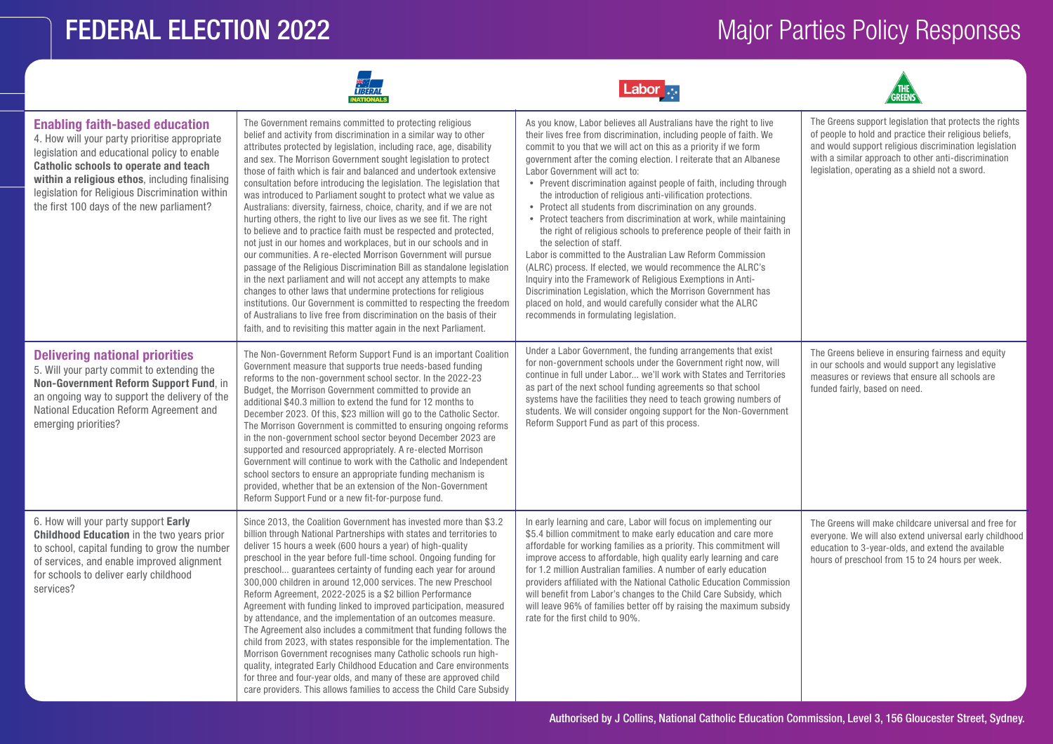# FEDERAL ELECTION 2022

## Major Parties Policy Responses

| | Liberal Nationals | Labor | The Greens |
|---|---|---|---|
| **Enabling faith-based education**<br>4. How will your party prioritise appropriate legislation and educational policy to enable **Catholic schools to operate and teach within a religious ethos**, including finalising legislation for Religious Discrimination within the first 100 days of the new parliament? | The Government remains committed to protecting religious belief and activity from discrimination in a similar way to other attributes protected by legislation, including race, age, disability and sex. The Morrison Government sought legislation to protect those of faith which is fair and balanced and undertook extensive consultation before introducing the legislation. The legislation that was introduced to Parliament sought to protect what we value as Australians: diversity, fairness, choice, charity, and if we are not hurting others, the right to live our lives as we see fit. The right to believe and to practice faith must be respected and protected, not just in our homes and workplaces, but in our schools and in our communities. A re-elected Morrison Government will pursue passage of the Religious Discrimination Bill as standalone legislation in the next parliament and will not accept any attempts to make changes to other laws that undermine protections for religious institutions. Our Government is committed to respecting the freedom of Australians to live free from discrimination on the basis of their faith, and to revisiting this matter again in the next Parliament. | As you know, Labor believes all Australians have the right to live their lives free from discrimination, including people of faith. We commit to you that we will act on this as a priority if we form government after the coming election. I reiterate that an Albanese Labor Government will act to:<br>• Prevent discrimination against people of faith, including through the introduction of religious anti-vilification protections.<br>• Protect all students from discrimination on any grounds.<br>• Protect teachers from discrimination at work, while maintaining the right of religious schools to preference people of their faith in the selection of staff.<br>Labor is committed to the Australian Law Reform Commission (ALRC) process. If elected, we would recommence the ALRC's Inquiry into the Framework of Religious Exemptions in Anti-Discrimination Legislation, which the Morrison Government has placed on hold, and would carefully consider what the ALRC recommends in formulating legislation. | The Greens support legislation that protects the rights of people to hold and practice their religious beliefs, and would support religious discrimination legislation with a similar approach to other anti-discrimination legislation, operating as a shield not a sword. |
| **Delivering national priorities**<br>5. Will your party commit to extending the **Non-Government Reform Support Fund**, in an ongoing way to support the delivery of the National Education Reform Agreement and emerging priorities? | The Non-Government Reform Support Fund is an important Coalition Government measure that supports true needs-based funding reforms to the non-government school sector. In the 2022-23 Budget, the Morrison Government committed to provide an additional $40.3 million to extend the fund for 12 months to December 2023. Of this, $23 million will go to the Catholic Sector. The Morrison Government is committed to ensuring ongoing reforms in the non-government school sector beyond December 2023 are supported and resourced appropriately. A re-elected Morrison Government will continue to work with the Catholic and Independent school sectors to ensure an appropriate funding mechanism is provided, whether that be an extension of the Non-Government Reform Support Fund or a new fit-for-purpose fund. | Under a Labor Government, the funding arrangements that exist for non-government schools under the Government right now, will continue in full under Labor... we'll work with States and Territories as part of the next school funding agreements so that school systems have the facilities they need to teach growing numbers of students. We will consider ongoing support for the Non-Government Reform Support Fund as part of this process. | The Greens believe in ensuring fairness and equity in our schools and would support any legislative measures or reviews that ensure all schools are funded fairly, based on need. |
| 6. How will your party support **Early Childhood Education** in the two years prior to school, capital funding to grow the number of services, and enable improved alignment for schools to deliver early childhood services? | Since 2013, the Coalition Government has invested more than $3.2 billion through National Partnerships with states and territories to deliver 15 hours a week (600 hours a year) of high-quality preschool in the year before full-time school. Ongoing funding for preschool... guarantees certainty of funding each year for around 300,000 children in around 12,000 services. The new Preschool Reform Agreement, 2022-2025 is a $2 billion Performance Agreement with funding linked to improved participation, measured by attendance, and the implementation of an outcomes measure. The Agreement also includes a commitment that funding follows the child from 2023, with states responsible for the implementation. The Morrison Government recognises many Catholic schools run high-quality, integrated Early Childhood Education and Care environments for three and four-year olds, and many of these are approved child care providers. This allows families to access the Child Care Subsidy | In early learning and care, Labor will focus on implementing our $5.4 billion commitment to make early education and care more affordable for working families as a priority. This commitment will improve access to affordable, high quality early learning and care for 1.2 million Australian families. A number of early education providers affiliated with the National Catholic Education Commission will benefit from Labor's changes to the Child Care Subsidy, which will leave 96% of families better off by raising the maximum subsidy rate for the first child to 90%. | The Greens will make childcare universal and free for everyone. We will also extend universal early childhood education to 3-year-olds, and extend the available hours of preschool from 15 to 24 hours per week. |

Authorised by J Collins, National Catholic Education Commission, Level 3, 156 Gloucester Street, Sydney.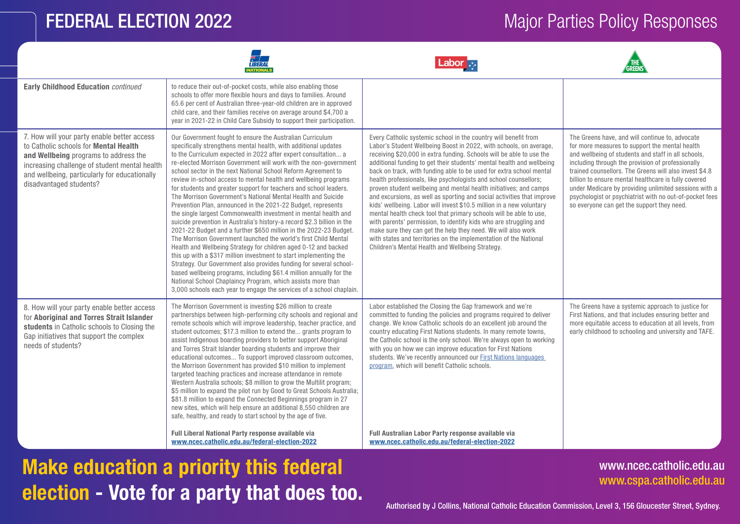# FEDERAL ELECTION 2022

## Major Parties Policy Responses

| | Liberal Nationals | Labor | The Greens |
|---|---|---|---|
| **Early Childhood Education** *continued* | to reduce their out-of-pocket costs, while also enabling those schools to offer more flexible hours and days to families. Around 65.6 per cent of Australian three-year-old children are in approved child care, and their families receive on average around $4,700 a year in 2021-22 in Child Care Subsidy to support their participation. | | |
| 7. How will your party enable better access to Catholic schools for **Mental Health and Wellbeing** programs to address the increasing challenge of student mental health and wellbeing, particularly for educationally disadvantaged students? | Our Government fought to ensure the Australian Curriculum specifically strengthens mental health, with additional updates to the Curriculum expected in 2022 after expert consultation... a re-elected Morrison Government will work with the non-government school sector in the next National School Reform Agreement to review in-school access to mental health and wellbeing programs for students and greater support for teachers and school leaders. The Morrison Government's National Mental Health and Suicide Prevention Plan, announced in the 2021-22 Budget, represents the single largest Commonwealth investment in mental health and suicide prevention in Australia's history-a record $2.3 billion in the 2021-22 Budget and a further $650 million in the 2022-23 Budget. The Morrison Government launched the world's first Child Mental Health and Wellbeing Strategy for children aged 0-12 and backed this up with a $317 million investment to start implementing the Strategy. Our Government also provides funding for several school-based wellbeing programs, including $61.4 million annually for the National School Chaplaincy Program, which assists more than 3,000 schools each year to engage the services of a school chaplain. | Every Catholic systemic school in the country will benefit from Labor's Student Wellbeing Boost in 2022, with schools, on average, receiving $20,000 in extra funding. Schools will be able to use the additional funding to get their students' mental health and wellbeing back on track, with funding able to be used for extra school mental health professionals, like psychologists and school counsellors; proven student wellbeing and mental health initiatives; and camps and excursions, as well as sporting and social activities that improve kids' wellbeing. Labor will invest $10.5 million in a new voluntary mental health check tool that primary schools will be able to use, with parents' permission, to identify kids who are struggling and make sure they can get the help they need. We will also work with states and territories on the implementation of the National Children's Mental Health and Wellbeing Strategy. | The Greens have, and will continue to, advocate for more measures to support the mental health and wellbeing of students and staff in all schools, including through the provision of professionally trained counsellors. The Greens will also invest $4.8 billion to ensure mental healthcare is fully covered under Medicare by providing unlimited sessions with a psychologist or psychiatrist with no out-of-pocket fees so everyone can get the support they need. |
| 8. How will your party enable better access for **Aboriginal and Torres Strait Islander students** in Catholic schools to Closing the Gap initiatives that support the complex needs of students? | The Morrison Government is investing $26 million to create partnerships between high-performing city schools and regional and remote schools which will improve leadership, teacher practice, and student outcomes; $17.3 million to extend the... grants program to assist Indigenous boarding providers to better support Aboriginal and Torres Strait Islander boarding students and improve their educational outcomes... To support improved classroom outcomes, the Morrison Government has provided $10 million to implement targeted teaching practices and increase attendance in remote Western Australia schools; $8 million to grow the Multilit program; $5 million to expand the pilot run by Good to Great Schools Australia; $81.8 million to expand the Connected Beginnings program in 27 new sites, which will help ensure an additional 8,550 children are safe, healthy, and ready to start school by the age of five.<br><br>**Full Liberal National Party response available via [www.ncec.catholic.edu.au/federal-election-2022](www.ncec.catholic.edu.au/federal-election-2022)** | Labor established the Closing the Gap framework and we're committed to funding the policies and programs required to deliver change. We know Catholic schools do an excellent job around the country educating First Nations students. In many remote towns, the Catholic school is the only school. We're always open to working with you on how we can improve education for First Nations students. We've recently announced our First Nations languages program, which will benefit Catholic schools.<br><br>**Full Australian Labor Party response available via [www.ncec.catholic.edu.au/federal-election-2022](www.ncec.catholic.edu.au/federal-election-2022)** | The Greens have a systemic approach to justice for First Nations, and that includes ensuring better and more equitable access to education at all levels, from early childhood to schooling and university and TAFE. |

**Make education a priority this federal election - Vote for a party that does too.**

www.ncec.catholic.edu.au
www.cspa.catholic.edu.au

Authorised by J Collins, National Catholic Education Commission, Level 3, 156 Gloucester Street, Sydney.